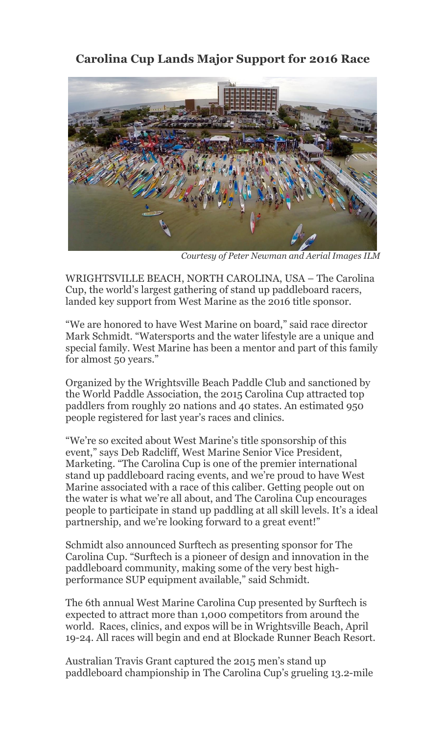# Carolina Cup Lands Major Support for 2016 Race

*Courtesy of Peter Newman and Aerial Images ILM*

WRIGHTSVILLE BEACH, NORTH CAROLINA, USA – The Carolina Cup, the world's largest gathering of stand up paddleboard racers, landed key support from West Marine as the 2016 title sponsor.

"We are honored to have West Marine on board," said race director Mark Schmidt. "Watersports and the water lifestyle are a unique and special family. West Marine has been a mentor and part of this family for almost 50 years."

Organized by the Wrightsville Beach Paddle Club and sanctioned by the World Paddle Association, the 2015 Carolina Cup attracted top paddlers from roughly 20 nations and 40 states. An estimated 950 people registered for last year's races and clinics.

"We're so excited about West Marine's title sponsorship of this event," says Deb Radcliff, West Marine Senior Vice President, Marketing. "The Carolina Cup is one of the premier international stand up paddleboard racing events, and we're proud to have West Marine associated with a race of this caliber. Getting people out on the water is what we're all about, and The Carolina Cup encourages people to participate in stand up paddling at all skill levels. It's a ideal partnership, and we're looking forward to a great event!"

Schmidt also announced Surftech as presenting sponsor for The Carolina Cup. "Surftech is a pioneer of design and innovation in the paddleboard community, making some of the very best high-performance SUP equipment available," said Schmidt.

The 6th annual West Marine Carolina Cup presented by Surftech is expected to attract more than 1,000 competitors from around the world. Races, clinics, and expos will be in Wrightsville Beach, April 19-24. All races will begin and end at Blockade Runner Beach Resort.

Australian Travis Grant captured the 2015 men's stand up paddleboard championship in The Carolina Cup's grueling 13.2-mile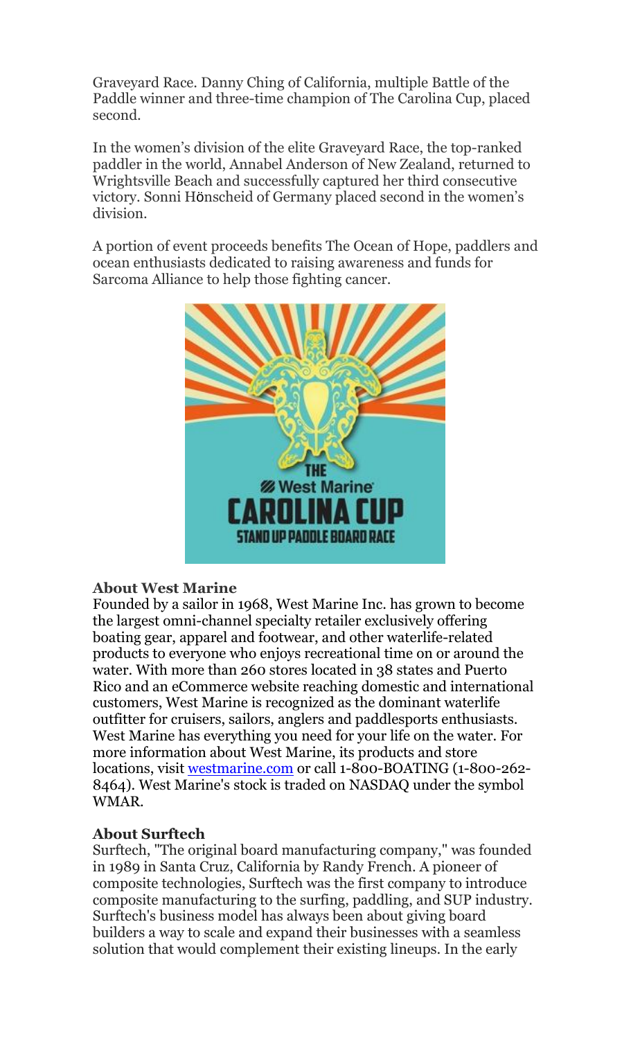Graveyard Race. Danny Ching of California, multiple Battle of the Paddle winner and three-time champion of The Carolina Cup, placed second.

In the women's division of the elite Graveyard Race, the top-ranked paddler in the world, Annabel Anderson of New Zealand, returned to Wrightsville Beach and successfully captured her third consecutive victory. Sonni Hönscheid of Germany placed second in the women's division.

A portion of event proceeds benefits The Ocean of Hope, paddlers and ocean enthusiasts dedicated to raising awareness and funds for Sarcoma Alliance to help those fighting cancer.

**About West Marine**
Founded by a sailor in 1968, West Marine Inc. has grown to become the largest omni-channel specialty retailer exclusively offering boating gear, apparel and footwear, and other waterlife-related products to everyone who enjoys recreational time on or around the water. With more than 260 stores located in 38 states and Puerto Rico and an eCommerce website reaching domestic and international customers, West Marine is recognized as the dominant waterlife outfitter for cruisers, sailors, anglers and paddlesports enthusiasts. West Marine has everything you need for your life on the water. For more information about West Marine, its products and store locations, visit [westmarine.com](westmarine.com) or call 1-800-BOATING (1-800-262-8464). West Marine's stock is traded on NASDAQ under the symbol WMAR.

**About Surftech**
Surftech, "The original board manufacturing company," was founded in 1989 in Santa Cruz, California by Randy French. A pioneer of composite technologies, Surftech was the first company to introduce composite manufacturing to the surfing, paddling, and SUP industry. Surftech's business model has always been about giving board builders a way to scale and expand their businesses with a seamless solution that would complement their existing lineups. In the early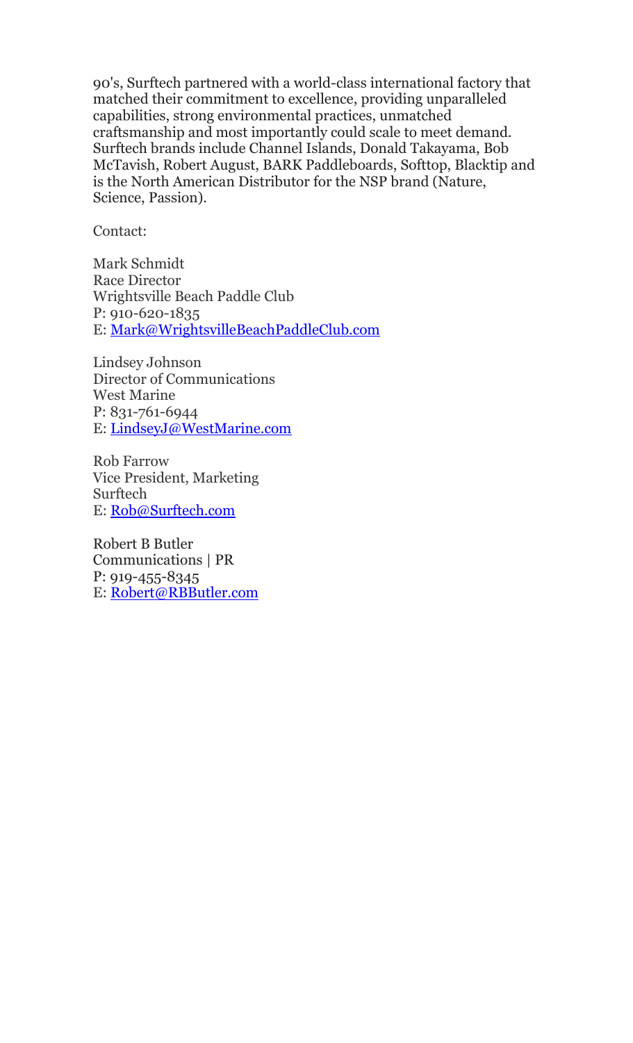90's, Surftech partnered with a world-class international factory that matched their commitment to excellence, providing unparalleled capabilities, strong environmental practices, unmatched craftsmanship and most importantly could scale to meet demand. Surftech brands include Channel Islands, Donald Takayama, Bob McTavish, Robert August, BARK Paddleboards, Softtop, Blacktip and is the North American Distributor for the NSP brand (Nature, Science, Passion).

Contact:

Mark Schmidt
Race Director
Wrightsville Beach Paddle Club
P: 910-620-1835
E: Mark@WrightsvilleBeachPaddleClub.com

Lindsey Johnson
Director of Communications
West Marine
P: 831-761-6944
E: LindseyJ@WestMarine.com

Rob Farrow
Vice President, Marketing
Surftech
E: Rob@Surftech.com

Robert B Butler
Communications | PR
P: 919-455-8345
E: Robert@RBButler.com